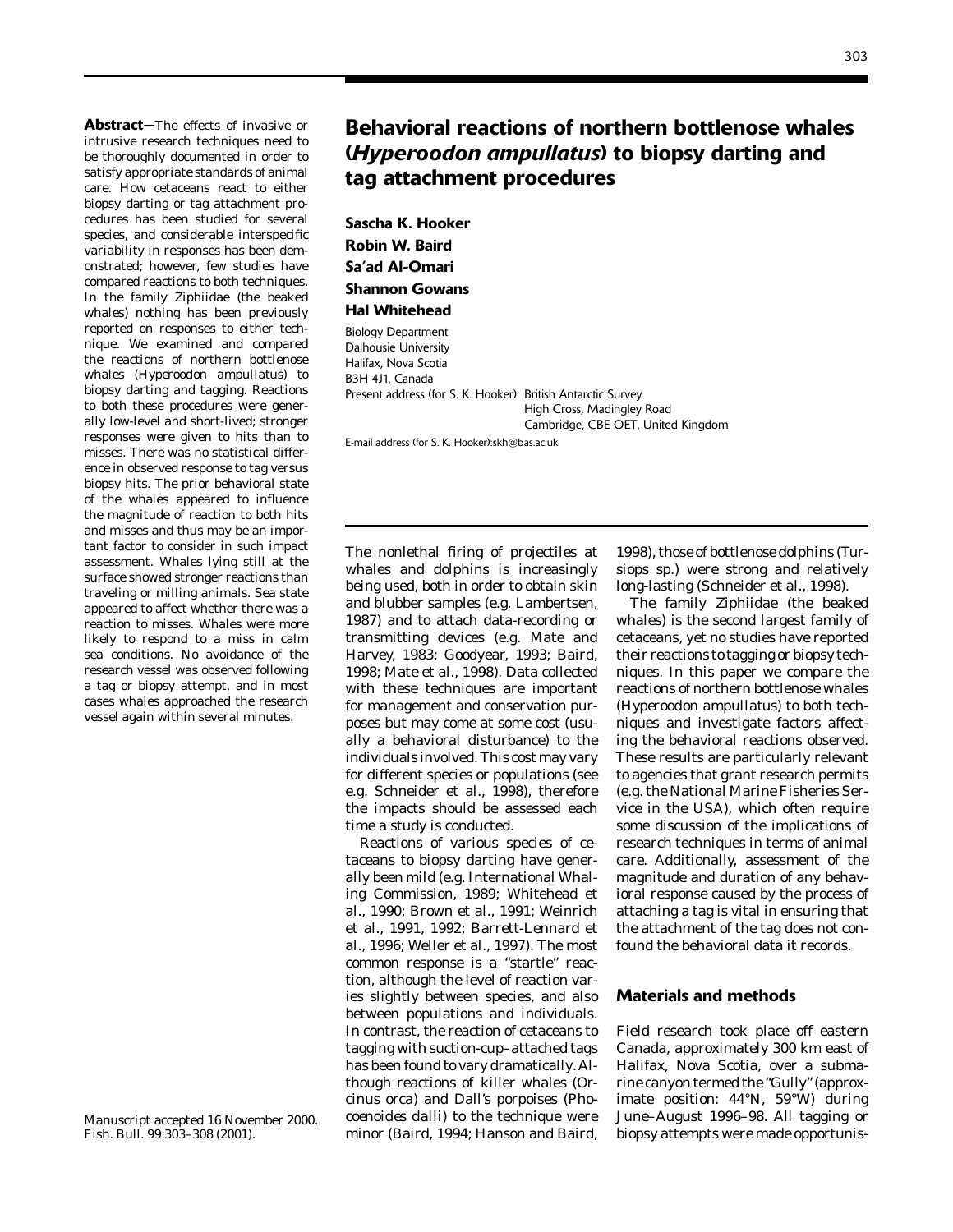# Behavioral reactions of northern bottlenose whales (*Hyperoodon ampullatus*) to biopsy darting and tag attachment procedures

**Sascha K. Hooker**
**Robin W. Baird**
**Sa'ad Al-Omari**
**Shannon Gowans**
**Hal Whitehead**

Biology Department
Dalhousie University
Halifax, Nova Scotia
B3H 4J1, Canada

Present address (for S. K. Hooker): British Antarctic Survey
High Cross, Madingley Road
Cambridge, CBE OET, United Kingdom

E-mail address (for S. K. Hooker):skh@bas.ac.uk

**Abstract**—The effects of invasive or intrusive research techniques need to be thoroughly documented in order to satisfy appropriate standards of animal care. How cetaceans react to either biopsy darting or tag attachment procedures has been studied for several species, and considerable interspecific variability in responses has been demonstrated; however, few studies have compared reactions to both techniques. In the family Ziphiidae (the beaked whales) nothing has been previously reported on responses to either technique. We examined and compared the reactions of northern bottlenose whales (*Hyperoodon ampullatus*) to biopsy darting and tagging. Reactions to both these procedures were generally low-level and short-lived; stronger responses were given to hits than to misses. There was no statistical difference in observed response to tag versus biopsy hits. The prior behavioral state of the whales appeared to influence the magnitude of reaction to both hits and misses and thus may be an important factor to consider in such impact assessment. Whales lying still at the surface showed stronger reactions than traveling or milling animals. Sea state appeared to affect whether there was a reaction to misses. Whales were more likely to respond to a miss in calm sea conditions. No avoidance of the research vessel was observed following a tag or biopsy attempt, and in most cases whales approached the research vessel again within several minutes.

Manuscript accepted 16 November 2000.
Fish. Bull. 99:303–308 (2001).

The nonlethal firing of projectiles at whales and dolphins is increasingly being used, both in order to obtain skin and blubber samples (e.g. Lambertsen, 1987) and to attach data-recording or transmitting devices (e.g. Mate and Harvey, 1983; Goodyear, 1993; Baird, 1998; Mate et al., 1998). Data collected with these techniques are important for management and conservation purposes but may come at some cost (usually a behavioral disturbance) to the individuals involved. This cost may vary for different species or populations (see e.g. Schneider et al., 1998), therefore the impacts should be assessed each time a study is conducted.

Reactions of various species of cetaceans to biopsy darting have generally been mild (e.g. International Whaling Commission, 1989; Whitehead et al., 1990; Brown et al., 1991; Weinrich et al., 1991, 1992; Barrett-Lennard et al., 1996; Weller et al., 1997). The most common response is a "startle" reaction, although the level of reaction varies slightly between species, and also between populations and individuals. In contrast, the reaction of cetaceans to tagging with suction-cup–attached tags has been found to vary dramatically. Although reactions of killer whales (*Orcinus orca*) and Dall's porpoises (*Phocoenoides dalli*) to the technique were minor (Baird, 1994; Hanson and Baird, 1998), those of bottlenose dolphins (*Tursiops* sp.) were strong and relatively long-lasting (Schneider et al., 1998).

The family Ziphiidae (the beaked whales) is the second largest family of cetaceans, yet no studies have reported their reactions to tagging or biopsy techniques. In this paper we compare the reactions of northern bottlenose whales (*Hyperoodon ampullatus*) to both techniques and investigate factors affecting the behavioral reactions observed. These results are particularly relevant to agencies that grant research permits (e.g. the National Marine Fisheries Service in the USA), which often require some discussion of the implications of research techniques in terms of animal care. Additionally, assessment of the magnitude and duration of any behavioral response caused by the process of attaching a tag is vital in ensuring that the attachment of the tag does not confound the behavioral data it records.

## Materials and methods

Field research took place off eastern Canada, approximately 300 km east of Halifax, Nova Scotia, over a submarine canyon termed the "Gully" (approximate position: 44°N, 59°W) during June–August 1996–98. All tagging or biopsy attempts were made opportunis-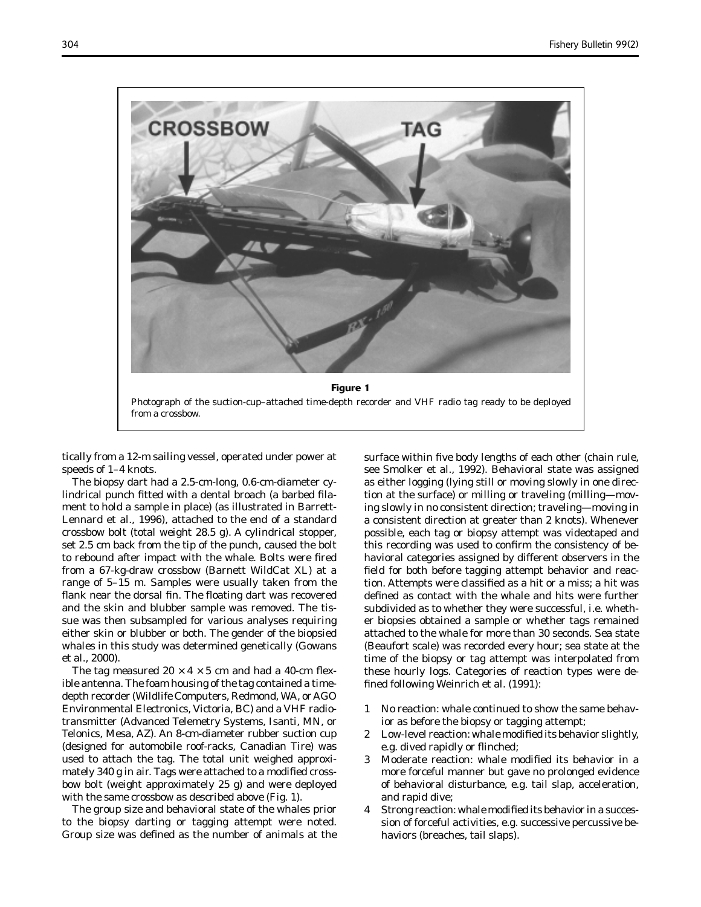**Figure 1**

Photograph of the suction-cup–attached time-depth recorder and VHF radio tag ready to be deployed from a crossbow.

tically from a 12-m sailing vessel, operated under power at speeds of 1–4 knots.

The biopsy dart had a 2.5-cm-long, 0.6-cm-diameter cylindrical punch fitted with a dental broach (a barbed filament to hold a sample in place) (as illustrated in Barrett-Lennard et al., 1996), attached to the end of a standard crossbow bolt (total weight 28.5 g). A cylindrical stopper, set 2.5 cm back from the tip of the punch, caused the bolt to rebound after impact with the whale. Bolts were fired from a 67-kg-draw crossbow (Barnett WildCat XL) at a range of 5–15 m. Samples were usually taken from the flank near the dorsal fin. The floating dart was recovered and the skin and blubber sample was removed. The tissue was then subsampled for various analyses requiring either skin or blubber or both. The gender of the biopsied whales in this study was determined genetically (Gowans et al., 2000).

The tag measured $20 \times 4 \times 5$ cm and had a 40-cm flexible antenna. The foam housing of the tag contained a time-depth recorder (Wildlife Computers, Redmond, WA, or AGO Environmental Electronics, Victoria, BC) and a VHF radio-transmitter (Advanced Telemetry Systems, Isanti, MN, or Telonics, Mesa, AZ). An 8-cm-diameter rubber suction cup (designed for automobile roof-racks, Canadian Tire) was used to attach the tag. The total unit weighed approximately 340 g in air. Tags were attached to a modified crossbow bolt (weight approximately 25 g) and were deployed with the same crossbow as described above (Fig. 1).

The group size and behavioral state of the whales prior to the biopsy darting or tagging attempt were noted. Group size was defined as the number of animals at the surface within five body lengths of each other (chain rule, see Smolker et al., 1992). Behavioral state was assigned as either logging (lying still or moving slowly in one direction at the surface) or milling or traveling (milling—moving slowly in no consistent direction; traveling—moving in a consistent direction at greater than 2 knots). Whenever possible, each tag or biopsy attempt was videotaped and this recording was used to confirm the consistency of behavioral categories assigned by different observers in the field for both before tagging attempt behavior and reaction. Attempts were classified as a hit or a miss; a hit was defined as contact with the whale and hits were further subdivided as to whether they were successful, i.e. whether biopsies obtained a sample or whether tags remained attached to the whale for more than 30 seconds. Sea state (Beaufort scale) was recorded every hour; sea state at the time of the biopsy or tag attempt was interpolated from these hourly logs. Categories of reaction types were defined following Weinrich et al. (1991):

1. No reaction: whale continued to show the same behavior as before the biopsy or tagging attempt;
2. Low-level reaction: whale modified its behavior slightly, e.g. dived rapidly or flinched;
3. Moderate reaction: whale modified its behavior in a more forceful manner but gave no prolonged evidence of behavioral disturbance, e.g. tail slap, acceleration, and rapid dive;
4. Strong reaction: whale modified its behavior in a succession of forceful activities, e.g. successive percussive behaviors (breaches, tail slaps).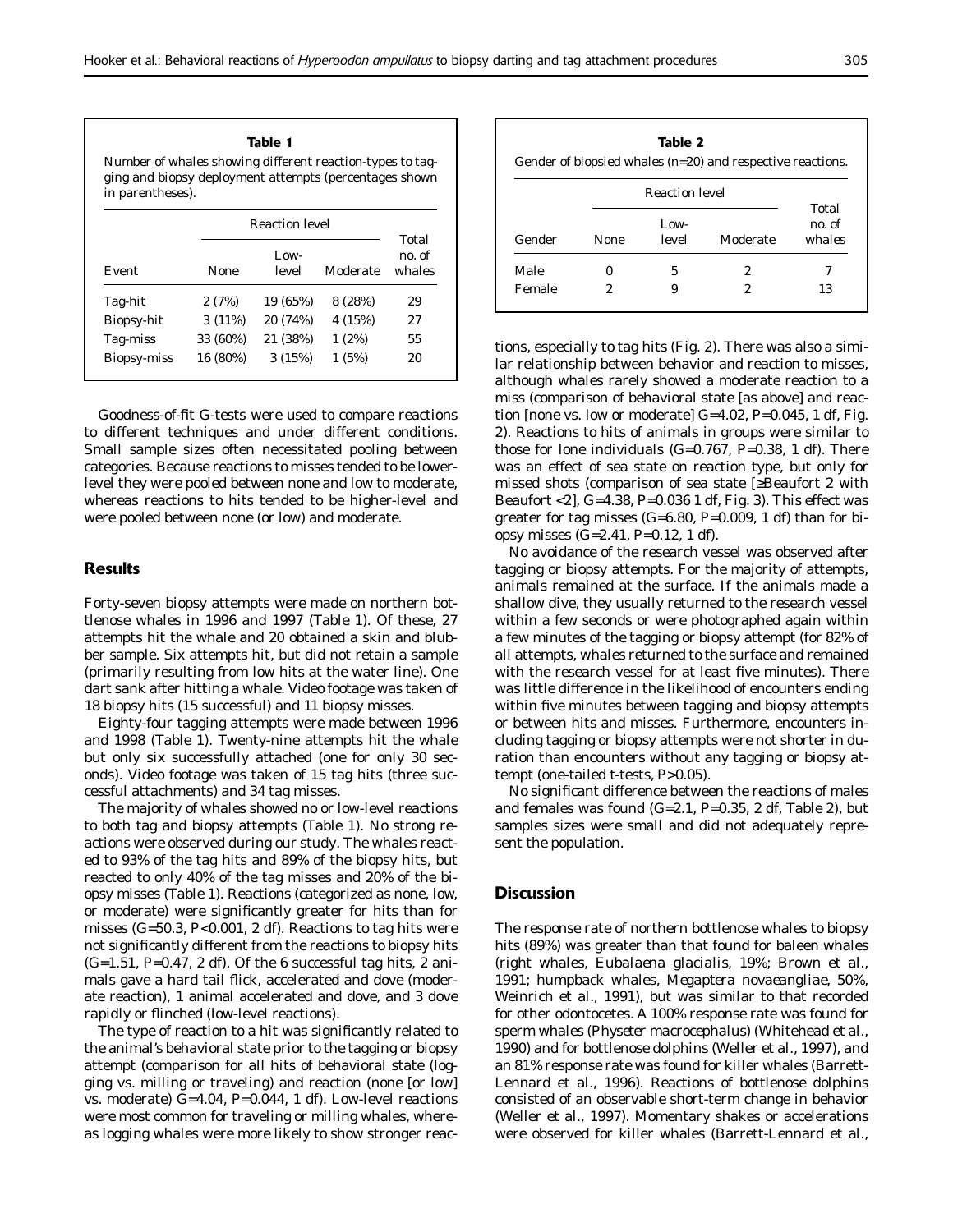**Table 1**

Number of whales showing different reaction-types to tagging and biopsy deployment attempts (percentages shown in parentheses).

| Event | Reaction level | | | Total no. of whales |
|---|---|---|---|---|
| | None | Low-level | Moderate | |
| Tag-hit | 2 (7%) | 19 (65%) | 8 (28%) | 29 |
| Biopsy-hit | 3 (11%) | 20 (74%) | 4 (15%) | 27 |
| Tag-miss | 33 (60%) | 21 (38%) | 1 (2%) | 55 |
| Biopsy-miss | 16 (80%) | 3 (15%) | 1 (5%) | 20 |

Goodness-of-fit G-tests were used to compare reactions to different techniques and under different conditions. Small sample sizes often necessitated pooling between categories. Because reactions to misses tended to be lower-level they were pooled between none and low to moderate, whereas reactions to hits tended to be higher-level and were pooled between none (or low) and moderate.

## Results

Forty-seven biopsy attempts were made on northern bottlenose whales in 1996 and 1997 (Table 1). Of these, 27 attempts hit the whale and 20 obtained a skin and blubber sample. Six attempts hit, but did not retain a sample (primarily resulting from low hits at the water line). One dart sank after hitting a whale. Video footage was taken of 18 biopsy hits (15 successful) and 11 biopsy misses.

Eighty-four tagging attempts were made between 1996 and 1998 (Table 1). Twenty-nine attempts hit the whale but only six successfully attached (one for only 30 seconds). Video footage was taken of 15 tag hits (three successful attachments) and 34 tag misses.

The majority of whales showed no or low-level reactions to both tag and biopsy attempts (Table 1). No strong reactions were observed during our study. The whales reacted to 93% of the tag hits and 89% of the biopsy hits, but reacted to only 40% of the tag misses and 20% of the biopsy misses (Table 1). Reactions (categorized as none, low, or moderate) were significantly greater for hits than for misses ($G$=50.3, $P$<0.001, 2 df). Reactions to tag hits were not significantly different from the reactions to biopsy hits ($G$=1.51, $P$=0.47, 2 df). Of the 6 successful tag hits, 2 animals gave a hard tail flick, accelerated and dove (moderate reaction), 1 animal accelerated and dove, and 3 dove rapidly or flinched (low-level reactions).

The type of reaction to a hit was significantly related to the animal's behavioral state prior to the tagging or biopsy attempt (comparison for all hits of behavioral state (logging vs. milling or traveling) and reaction (none [or low] vs. moderate) $G$=4.04, $P$=0.044, 1 df). Low-level reactions were most common for traveling or milling whales, whereas logging whales were more likely to show stronger reactions, especially to tag hits (Fig. 2). There was also a similar relationship between behavior and reaction to misses, although whales rarely showed a moderate reaction to a miss (comparison of behavioral state [as above] and reaction [none vs. low or moderate] $G$=4.02, $P$=0.045, 1 df, Fig. 2). Reactions to hits of animals in groups were similar to those for lone individuals ($G$=0.767, $P$=0.38, 1 df). There was an effect of sea state on reaction type, but only for missed shots (comparison of sea state [≥Beaufort 2 with Beaufort <2], $G$=4.38, $P$=0.036 1 df, Fig. 3). This effect was greater for tag misses ($G$=6.80, $P$=0.009, 1 df) than for biopsy misses ($G$=2.41, $P$=0.12, 1 df).

No avoidance of the research vessel was observed after tagging or biopsy attempts. For the majority of attempts, animals remained at the surface. If the animals made a shallow dive, they usually returned to the research vessel within a few seconds or were photographed again within a few minutes of the tagging or biopsy attempt (for 82% of all attempts, whales returned to the surface and remained with the research vessel for at least five minutes). There was little difference in the likelihood of encounters ending within five minutes between tagging and biopsy attempts or between hits and misses. Furthermore, encounters including tagging or biopsy attempts were not shorter in duration than encounters without any tagging or biopsy attempt (one-tailed t-tests, $P$>0.05).

No significant difference between the reactions of males and females was found ($G$=2.1, $P$=0.35, 2 df, Table 2), but samples sizes were small and did not adequately represent the population.

**Table 2**

Gender of biopsied whales (n=20) and respective reactions.

| Gender | Reaction level | | | Total no. of whales |
|---|---|---|---|---|
| | None | Low-level | Moderate | |
| Male | 0 | 5 | 2 | 7 |
| Female | 2 | 9 | 2 | 13 |

## Discussion

The response rate of northern bottlenose whales to biopsy hits (89%) was greater than that found for baleen whales (right whales, *Eubalaena glacialis*, 19%; Brown et al., 1991; humpback whales, *Megaptera novaeangliae*, 50%, Weinrich et al., 1991), but was similar to that recorded for other odontocetes. A 100% response rate was found for sperm whales (*Physeter macrocephalus*) (Whitehead et al., 1990) and for bottlenose dolphins (Weller et al., 1997), and an 81% response rate was found for killer whales (Barrett-Lennard et al., 1996). Reactions of bottlenose dolphins consisted of an observable short-term change in behavior (Weller et al., 1997). Momentary shakes or accelerations were observed for killer whales (Barrett-Lennard et al.,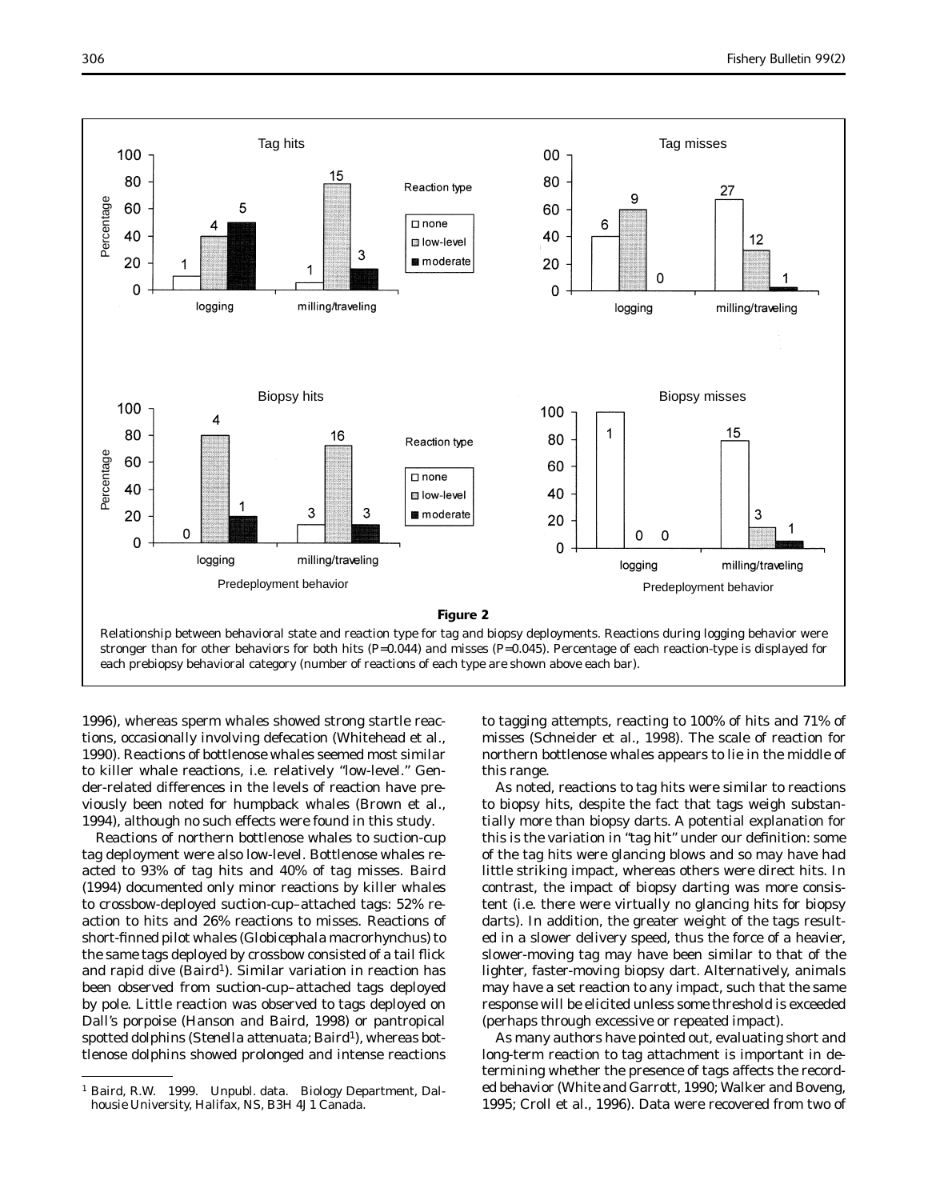**Figure 2**

Relationship between behavioral state and reaction type for tag and biopsy deployments. Reactions during logging behavior were stronger than for other behaviors for both hits (P=0.044) and misses (P=0.045). Percentage of each reaction-type is displayed for each prebiopsy behavioral category (number of reactions of each type are shown above each bar).

1996), whereas sperm whales showed strong startle reactions, occasionally involving defecation (Whitehead et al., 1990). Reactions of bottlenose whales seemed most similar to killer whale reactions, i.e. relatively "low-level." Gender-related differences in the levels of reaction have previously been noted for humpback whales (Brown et al., 1994), although no such effects were found in this study.

Reactions of northern bottlenose whales to suction-cup tag deployment were also low-level. Bottlenose whales reacted to 93% of tag hits and 40% of tag misses. Baird (1994) documented only minor reactions by killer whales to crossbow-deployed suction-cup–attached tags: 52% reaction to hits and 26% reactions to misses. Reactions of short-finned pilot whales (*Globicephala macrorhynchus*) to the same tags deployed by crossbow consisted of a tail flick and rapid dive (Baird[1]). Similar variation in reaction has been observed from suction-cup–attached tags deployed by pole. Little reaction was observed to tags deployed on Dall's porpoise (Hanson and Baird, 1998) or pantropical spotted dolphins (*Stenella attenuata*; Baird[1]), whereas bottlenose dolphins showed prolonged and intense reactions to tagging attempts, reacting to 100% of hits and 71% of misses (Schneider et al., 1998). The scale of reaction for northern bottlenose whales appears to lie in the middle of this range.

As noted, reactions to tag hits were similar to reactions to biopsy hits, despite the fact that tags weigh substantially more than biopsy darts. A potential explanation for this is the variation in "tag hit" under our definition: some of the tag hits were glancing blows and so may have had little striking impact, whereas others were direct hits. In contrast, the impact of biopsy darting was more consistent (i.e. there were virtually no glancing hits for biopsy darts). In addition, the greater weight of the tags resulted in a slower delivery speed, thus the force of a heavier, slower-moving tag may have been similar to that of the lighter, faster-moving biopsy dart. Alternatively, animals may have a set reaction to any impact, such that the same response will be elicited unless some threshold is exceeded (perhaps through excessive or repeated impact).

As many authors have pointed out, evaluating short and long-term reaction to tag attachment is important in determining whether the presence of tags affects the recorded behavior (White and Garrott, 1990; Walker and Boveng, 1995; Croll et al., 1996). Data were recovered from two of

[1] Baird, R.W. 1999. Unpubl. data. Biology Department, Dalhousie University, Halifax, NS, B3H 4J1 Canada.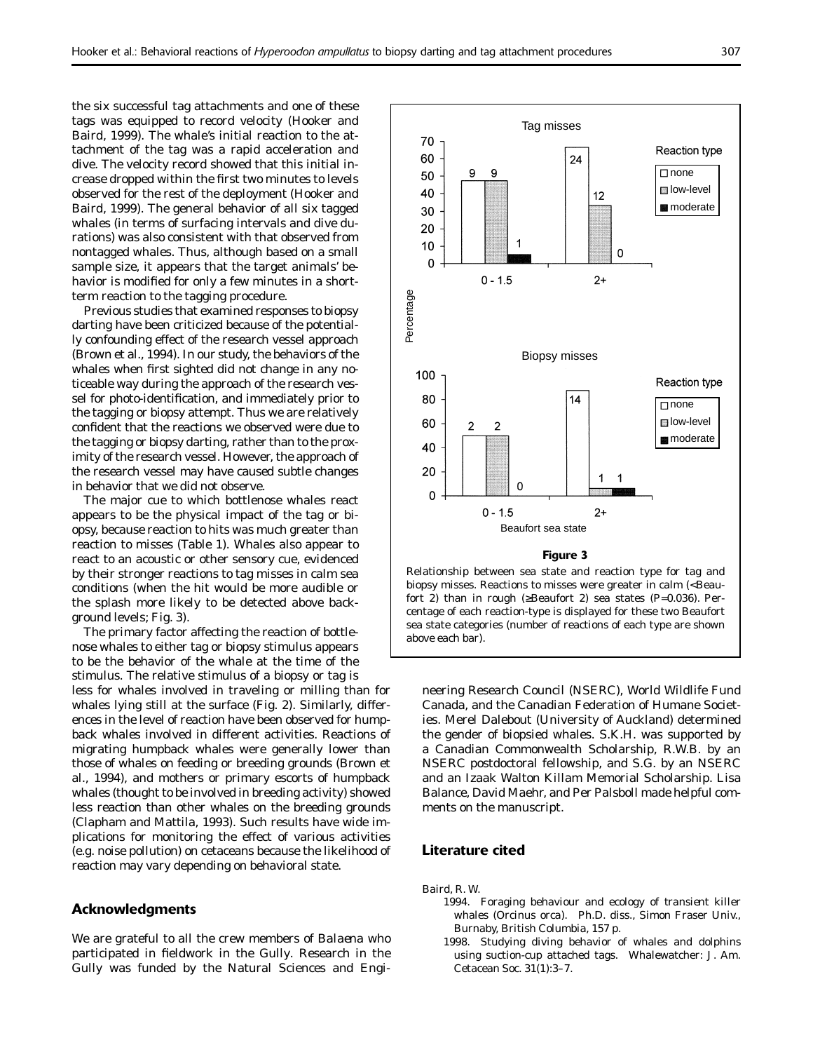the six successful tag attachments and one of these tags was equipped to record velocity (Hooker and Baird, 1999). The whale's initial reaction to the attachment of the tag was a rapid acceleration and dive. The velocity record showed that this initial increase dropped within the first two minutes to levels observed for the rest of the deployment (Hooker and Baird, 1999). The general behavior of all six tagged whales (in terms of surfacing intervals and dive durations) was also consistent with that observed from nontagged whales. Thus, although based on a small sample size, it appears that the target animals' behavior is modified for only a few minutes in a short-term reaction to the tagging procedure.

Previous studies that examined responses to biopsy darting have been criticized because of the potentially confounding effect of the research vessel approach (Brown et al., 1994). In our study, the behaviors of the whales when first sighted did not change in any noticeable way during the approach of the research vessel for photo-identification, and immediately prior to the tagging or biopsy attempt. Thus we are relatively confident that the reactions we observed were due to the tagging or biopsy darting, rather than to the proximity of the research vessel. However, the approach of the research vessel may have caused subtle changes in behavior that we did not observe.

The major cue to which bottlenose whales react appears to be the physical impact of the tag or biopsy, because reaction to hits was much greater than reaction to misses (Table 1). Whales also appear to react to an acoustic or other sensory cue, evidenced by their stronger reactions to tag misses in calm sea conditions (when the hit would be more audible or the splash more likely to be detected above background levels; Fig. 3).

The primary factor affecting the reaction of bottlenose whales to either tag or biopsy stimulus appears to be the behavior of the whale at the time of the stimulus. The relative stimulus of a biopsy or tag is less for whales involved in traveling or milling than for whales lying still at the surface (Fig. 2). Similarly, differences in the level of reaction have been observed for humpback whales involved in different activities. Reactions of migrating humpback whales were generally lower than those of whales on feeding or breeding grounds (Brown et al., 1994), and mothers or primary escorts of humpback whales (thought to be involved in breeding activity) showed less reaction than other whales on the breeding grounds (Clapham and Mattila, 1993). Such results have wide implications for monitoring the effect of various activities (e.g. noise pollution) on cetaceans because the likelihood of reaction may vary depending on behavioral state.

**Figure 3**

Relationship between sea state and reaction type for tag and biopsy misses. Reactions to misses were greater in calm (<Beaufort 2) than in rough (≥Beaufort 2) sea states ($P$=0.036). Percentage of each reaction-type is displayed for these two Beaufort sea state categories (number of reactions of each type are shown above each bar).

## Acknowledgments

We are grateful to all the crew members of *Balaena* who participated in fieldwork in the Gully. Research in the Gully was funded by the Natural Sciences and Engineering Research Council (NSERC), World Wildlife Fund Canada, and the Canadian Federation of Humane Societies. Merel Dalebout (University of Auckland) determined the gender of biopsied whales. S.K.H. was supported by a Canadian Commonwealth Scholarship, R.W.B. by an NSERC postdoctoral fellowship, and S.G. by an NSERC and an Izaak Walton Killam Memorial Scholarship. Lisa Balance, David Maehr, and Per Palsboll made helpful comments on the manuscript.

## Literature cited

Baird, R. W.

1994. Foraging behaviour and ecology of transient killer whales (*Orcinus orca*). Ph.D. diss., Simon Fraser Univ., Burnaby, British Columbia, 157 p.

1998. Studying diving behavior of whales and dolphins using suction-cup attached tags. Whalewatcher: J. Am. Cetacean Soc. 31(1):3–7.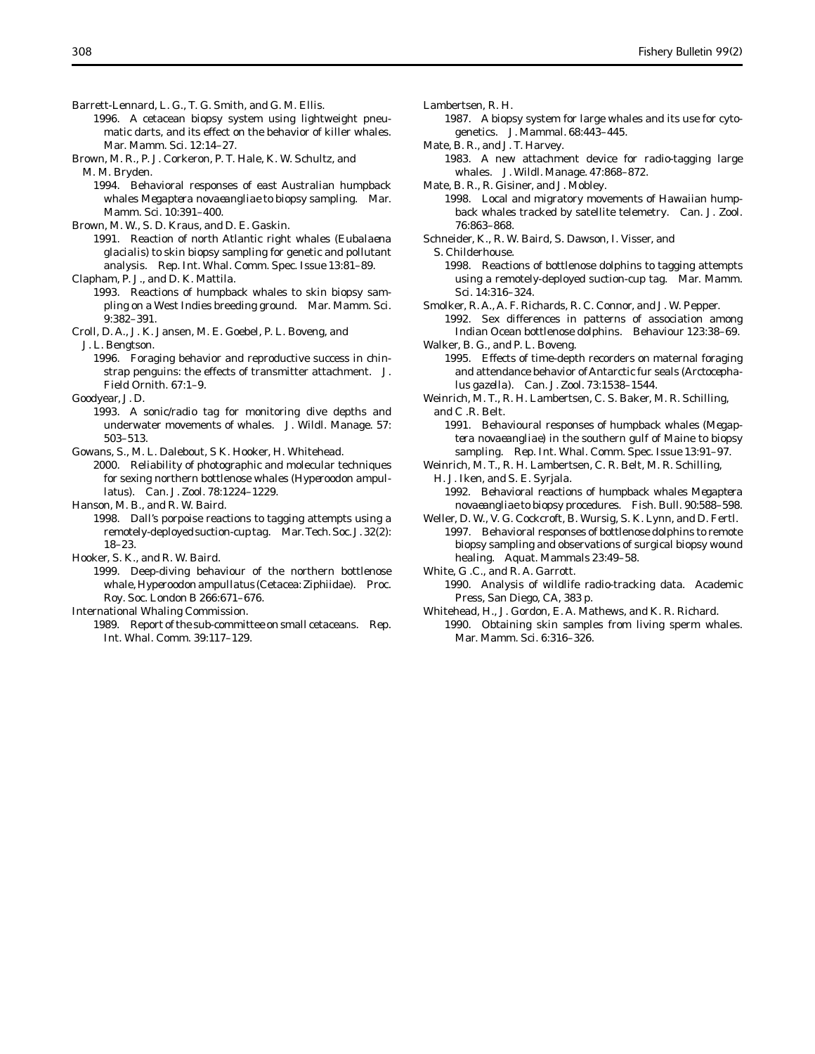Barrett-Lennard, L. G., T. G. Smith, and G. M. Ellis.
1996. A cetacean biopsy system using lightweight pneumatic darts, and its effect on the behavior of killer whales. Mar. Mamm. Sci. 12:14–27.

Brown, M. R., P. J. Corkeron, P. T. Hale, K. W. Schultz, and M. M. Bryden.
1994. Behavioral responses of east Australian humpback whales *Megaptera novaeangliae* to biopsy sampling. Mar. Mamm. Sci. 10:391–400.

Brown, M. W., S. D. Kraus, and D. E. Gaskin.
1991. Reaction of north Atlantic right whales (*Eubalaena glacialis*) to skin biopsy sampling for genetic and pollutant analysis. Rep. Int. Whal. Comm. Spec. Issue 13:81–89.

Clapham, P. J., and D. K. Mattila.
1993. Reactions of humpback whales to skin biopsy sampling on a West Indies breeding ground. Mar. Mamm. Sci. 9:382–391.

Croll, D. A., J. K. Jansen, M. E. Goebel, P. L. Boveng, and J. L. Bengtson.
1996. Foraging behavior and reproductive success in chinstrap penguins: the effects of transmitter attachment. J. Field Ornith. 67:1–9.

Goodyear, J. D.
1993. A sonic/radio tag for monitoring dive depths and underwater movements of whales. J. Wildl. Manage. 57: 503–513.

Gowans, S., M. L. Dalebout, S K. Hooker, H. Whitehead.
2000. Reliability of photographic and molecular techniques for sexing northern bottlenose whales (*Hyperoodon ampullatus*). Can. J. Zool. 78:1224–1229.

Hanson, M. B., and R. W. Baird.
1998. Dall's porpoise reactions to tagging attempts using a remotely-deployed suction-cup tag. Mar. Tech. Soc. J. 32(2): 18–23.

Hooker, S. K., and R. W. Baird.
1999. Deep-diving behaviour of the northern bottlenose whale, *Hyperoodon ampullatus* (Cetacea: Ziphiidae). Proc. Roy. Soc. London B 266:671–676.

International Whaling Commission.
1989. Report of the sub-committee on small cetaceans. Rep. Int. Whal. Comm. 39:117–129.

Lambertsen, R. H.
1987. A biopsy system for large whales and its use for cytogenetics. J. Mammal. 68:443–445.

Mate, B. R., and J. T. Harvey.
1983. A new attachment device for radio-tagging large whales. J. Wildl. Manage. 47:868–872.

Mate, B. R., R. Gisiner, and J. Mobley.
1998. Local and migratory movements of Hawaiian humpback whales tracked by satellite telemetry. Can. J. Zool. 76:863–868.

Schneider, K., R. W. Baird, S. Dawson, I. Visser, and S. Childerhouse.
1998. Reactions of bottlenose dolphins to tagging attempts using a remotely-deployed suction-cup tag. Mar. Mamm. Sci. 14:316–324.

Smolker, R. A., A. F. Richards, R. C. Connor, and J. W. Pepper.
1992. Sex differences in patterns of association among Indian Ocean bottlenose dolphins. Behaviour 123:38–69.

Walker, B. G., and P. L. Boveng.
1995. Effects of time-depth recorders on maternal foraging and attendance behavior of Antarctic fur seals (*Arctocephalus gazella*). Can. J. Zool. 73:1538–1544.

Weinrich, M. T., R. H. Lambertsen, C. S. Baker, M. R. Schilling, and C .R. Belt.
1991. Behavioural responses of humpback whales (*Megaptera novaeangliae*) in the southern gulf of Maine to biopsy sampling. Rep. Int. Whal. Comm. Spec. Issue 13:91–97.

Weinrich, M. T., R. H. Lambertsen, C. R. Belt, M. R. Schilling, H. J. Iken, and S. E. Syrjala.
1992. Behavioral reactions of humpback whales *Megaptera novaeangliae* to biopsy procedures. Fish. Bull. 90:588–598.

Weller, D. W., V. G. Cockcroft, B. Wursig, S. K. Lynn, and D. Fertl.
1997. Behavioral responses of bottlenose dolphins to remote biopsy sampling and observations of surgical biopsy wound healing. Aquat. Mammals 23:49–58.

White, G .C., and R. A. Garrott.
1990. Analysis of wildlife radio-tracking data. Academic Press, San Diego, CA, 383 p.

Whitehead, H., J. Gordon, E. A. Mathews, and K. R. Richard.
1990. Obtaining skin samples from living sperm whales. Mar. Mamm. Sci. 6:316–326.